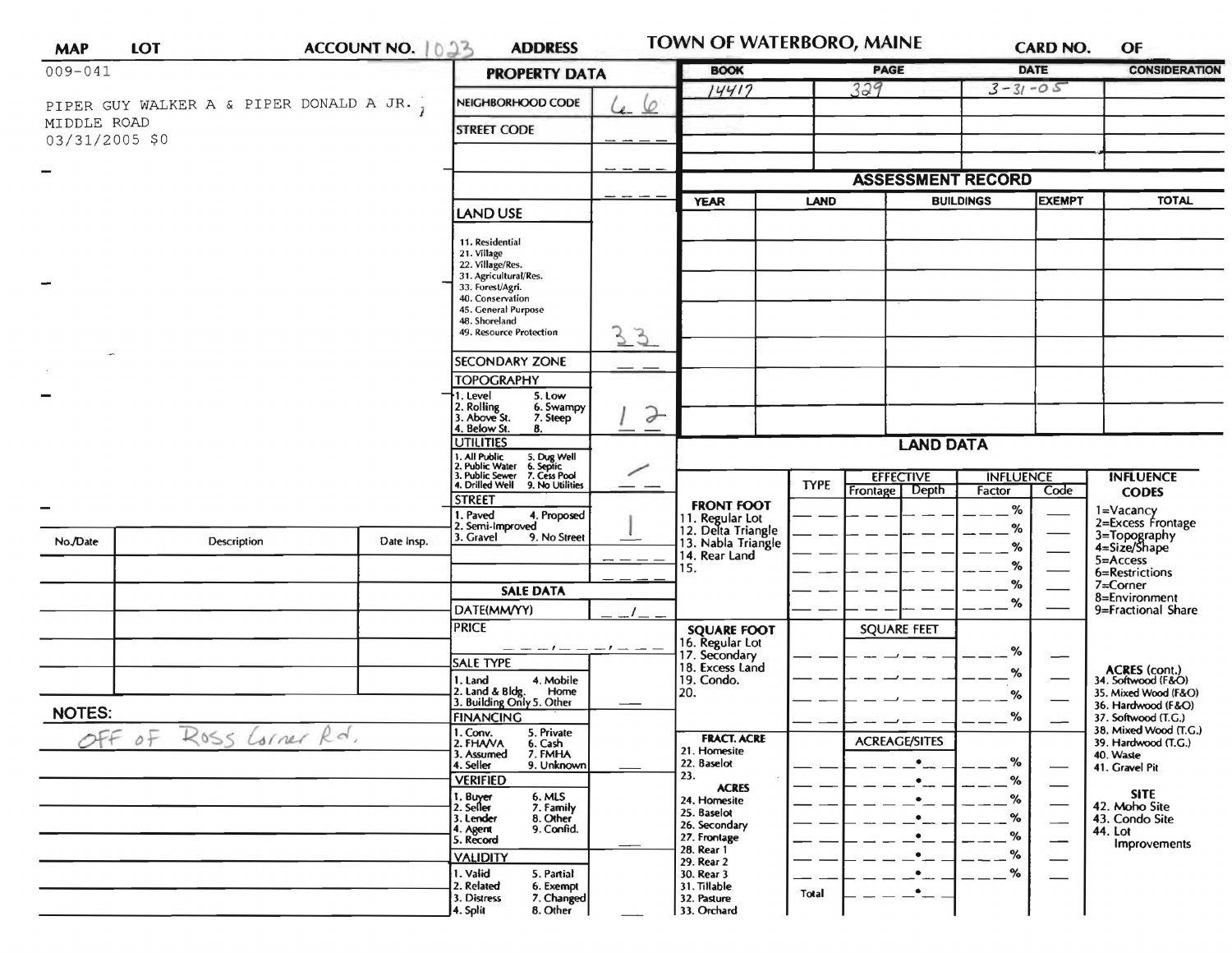| MAP | LOT | ACCOUNT NO. 1023 | ADDRESS | TOWN OF WATERBORO, MAINE | CARD NO. | OF |
|---|---|---|---|---|---|---|

009-041

PIPER GUY WALKER A & PIPER DONALD A JR.
MIDDLE ROAD
03/31/2005 $0

## PROPERTY DATA

| Field | Value |
|---|---|
| NEIGHBORHOOD CODE | 66 |
| STREET CODE | |
| LAND USE (11. Residential, 21. Village, 22. Village/Res., 31. Agricultural/Res., 33. Forest/Agri., 40. Conservation, 45. General Purpose, 48. Shoreland, 49. Resource Protection) | 33 |
| SECONDARY ZONE | |
| TOPOGRAPHY (1. Level, 2. Rolling, 3. Above St., 4. Below St., 5. Low, 6. Swampy, 7. Steep, 8.) | 1 2 |
| UTILITIES (1. All Public, 2. Public Water, 3. Public Sewer, 4. Drilled Well, 5. Dug Well, 6. Septic, 7. Cess Pool, 9. No Utilities) | / |
| STREET (1. Paved, 2. Semi-Improved, 3. Gravel, 4. Proposed, 9. No Street) | 1 |

## SALE DATA

| Field | Value |
|---|---|
| DATE(MM/YY) | |
| PRICE | |
| SALE TYPE (1. Land, 2. Land & Bldg., 3. Building Only, 4. Mobile Home, 5. Other) | |
| FINANCING (1. Conv., 2. FHA/VA, 3. Assumed, 4. Seller, 5. Private, 6. Cash, 7. FMHA, 9. Unknown) | |
| VERIFIED (1. Buyer, 2. Seller, 3. Lender, 4. Agent, 5. Record, 6. MLS, 7. Family, 8. Other, 9. Confid.) | |
| VALIDITY (1. Valid, 2. Related, 3. Distress, 4. Split, 5. Partial, 6. Exempt, 7. Changed, 8. Other) | |

| BOOK | PAGE | DATE | CONSIDERATION |
|---|---|---|---|
| 14417 | 329 | 3-31-05 | |

## ASSESSMENT RECORD

| YEAR | LAND | BUILDINGS | EXEMPT | TOTAL |
|---|---|---|---|---|
| | | | | |

## LAND DATA

| | TYPE | EFFECTIVE Frontage | EFFECTIVE Depth | INFLUENCE Factor | INFLUENCE Code |
|---|---|---|---|---|---|
| FRONT FOOT: 11. Regular Lot, 12. Delta Triangle, 13. Nabla Triangle, 14. Rear Land, 15. | | | | % | |
| SQUARE FOOT: 16. Regular Lot, 17. Secondary, 18. Excess Land, 19. Condo., 20. | | SQUARE FEET | | % | |
| FRACT. ACRE: 21. Homesite, 22. Baselot, 23. ACRES: 24. Homesite, 25. Baselot, 26. Secondary, 27. Frontage, 28. Rear 1, 29. Rear 2, 30. Rear 3, 31. Tillable, 32. Pasture, 33. Orchard | | ACREAGE/SITES | | % | |
| | Total | | | | |

**INFLUENCE CODES:** 1=Vacancy, 2=Excess Frontage, 3=Topography, 4=Size/Shape, 5=Access, 6=Restrictions, 7=Corner, 8=Environment, 9=Fractional Share

**ACRES (cont.):** 34. Softwood (F&O), 35. Mixed Wood (F&O), 36. Hardwood (F&O), 37. Softwood (T.G.), 38. Mixed Wood (T.G.), 39. Hardwood (T.G.), 40. Waste, 41. Gravel Pit

**SITE:** 42. Moho Site, 43. Condo Site, 44. Lot Improvements

| No./Date | Description | Date Insp. |
|---|---|---|
| | | |

**NOTES:**

OFF of Ross Corner Rd.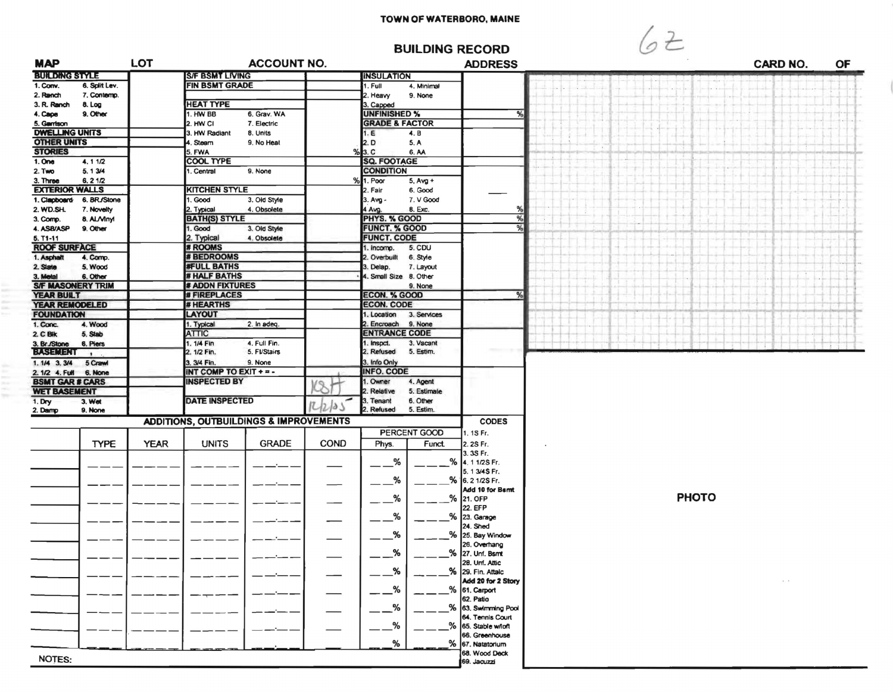TOWN OF WATERBORO, MAINE

# BUILDING RECORD

6Z

| MAP | LOT | ACCOUNT NO. | ADDRESS | CARD NO. | OF |
|---|---|---|---|---|---|

| | | | | | |
|---|---|---|---|---|---|
| **BUILDING STYLE** 1. Conv. 2. Ranch 3. R. Ranch 4. Cape 5. Garrison 6. Split Lev. 7. Contemp. 8. Log 9. Other | | **S/F BSMT LIVING** | | **INSULATION** 1. Full 2. Heavy 3. Capped 4. Minimal 9. None | |
| **DWELLING UNITS** | | **FIN BSMT GRADE** | | **UNFINISHED %** | % |
| **OTHER UNITS** | | **HEAT TYPE** 1. HW BB 2. HW CI 3. HW Radiant 4. Steam 5. FWA 6. Grav. WA 7. Electric 8. Units 9. No Heat | % | **GRADE & FACTOR** 1. E 2. D 3. C 4. B 5. A 6. AA | |
| **STORIES** 1. One 2. Two 3. Three 4. 1 1/2 5. 1 3/4 6. 2 1/2 | | **COOL TYPE** 1. Central 9. None | % | **SQ. FOOTAGE** | |
| **EXTERIOR WALLS** 1. Clapboard 2. WD.SH. 3. Comp. 4. ASB/ASP 5. T1-11 6. BR./Stone 7. Novelty 8. AL/Vinyl 9. Other | | **KITCHEN STYLE** 1. Good 2. Typical 3. Old Style 4. Obsolete | | **CONDITION** 1. Poor 2. Fair 3. Avg - 4 Avg. 5. Avg + 6. Good 7. V Good 8. Exc. | |
| | | **BATH(S) STYLE** 1. Good 2. Typical 3. Old Style 4. Obsolete | | **PHYS. % GOOD** | % |
| | | | | **FUNCT. % GOOD** | % |
| **ROOF SURFACE** 1. Asphalt 2. Slate 3. Metal 4. Comp. 5. Wood 6. Other | | **# ROOMS** | | **FUNCT. CODE** 1. Incomp. 2. Overbuilt 3. Delap. 4. Small Size 5. CDU 6. Style 7. Layout 8. Other 9. None | |
| | | **# BEDROOMS** | | | |
| | | **#FULL BATHS** | | | |
| | | **# HALF BATHS** | | | |
| **S/F MASONERY TRIM** | | **# ADDN FIXTURES** | | | |
| **YEAR BUILT** | | **# FIREPLACES** | | **ECON. % GOOD** | % |
| **YEAR REMODELED** | | **# HEARTHS** | | **ECON. CODE** 1. Location 2. Encroach 3. Services 9. None | |
| **FOUNDATION** 1. Conc. 2. C Blk 3. Br./Stone 4. Wood 5. Slab 6. Piers | | **LAYOUT** 1. Typical 2. In adeq. | | | |
| | | **ATTIC** 1. 1/4 Fin 2. 1/2 Fin. 3. 3/4 Fin. 4. Full Fin. 5. Fl/Stairs 9. None | | **ENTRANCE CODE** 1. Inspct. 2. Refused 3. Info Only 3. Vacant 5. Estim. | |
| **BASEMENT** 1. 1/4 2. 1/2 3. 3/4 4. Full 5 Crawl 6. None | | | | | |
| | | **INT COMP TO EXIT + = -** | | **INFO. CODE** 1. Owner 2. Relative 3. Tenant 2. Refused 4. Agent 5. Estimate 6. Other 5. Estim. | |
| **BSMT GAR # CARS** | | **INSPECTED BY** | KSH | | |
| **WET BASEMENT** 1. Dry 2. Damp 3. Wet 9. None | | **DATE INSPECTED** | 12/2/05 | | |

## ADDITIONS, OUTBUILDINGS & IMPROVEMENTS

| | TYPE | YEAR | UNITS | GRADE | COND | PERCENT GOOD Phys. | Funct. |
|---|---|---|---|---|---|---|---|
| | | | | | | % | % |
| | | | | | | % | % |
| | | | | | | % | % |
| | | | | | | % | % |
| | | | | | | % | % |
| | | | | | | % | % |
| | | | | | | % | % |
| | | | | | | % | % |
| | | | | | | % | % |
| | | | | | | % | % |
| | | | | | | % | % |

**CODES**
1. 1S Fr.
2. 2S Fr.
3. 3S Fr.
4. 1 1/2S Fr.
5. 1 3/4S Fr.
6. 2 1/2S Fr.

**Add 10 for Bsmt**

21. OFP
22. EFP
23. Garage
24. Shed
25. Bay Window
26. Overhang
27. Unf. Bsmt
28. Unf. Attic
29. Fin. Attaic

**Add 20 for 2 Story**

61. Carport
62. Patio
63. Swimming Pool
64. Tennis Court
65. Stable w/loft
66. Greenhouse
67. Natatorium
68. Wood Deck
69. Jacuzzi

PHOTO

NOTES: